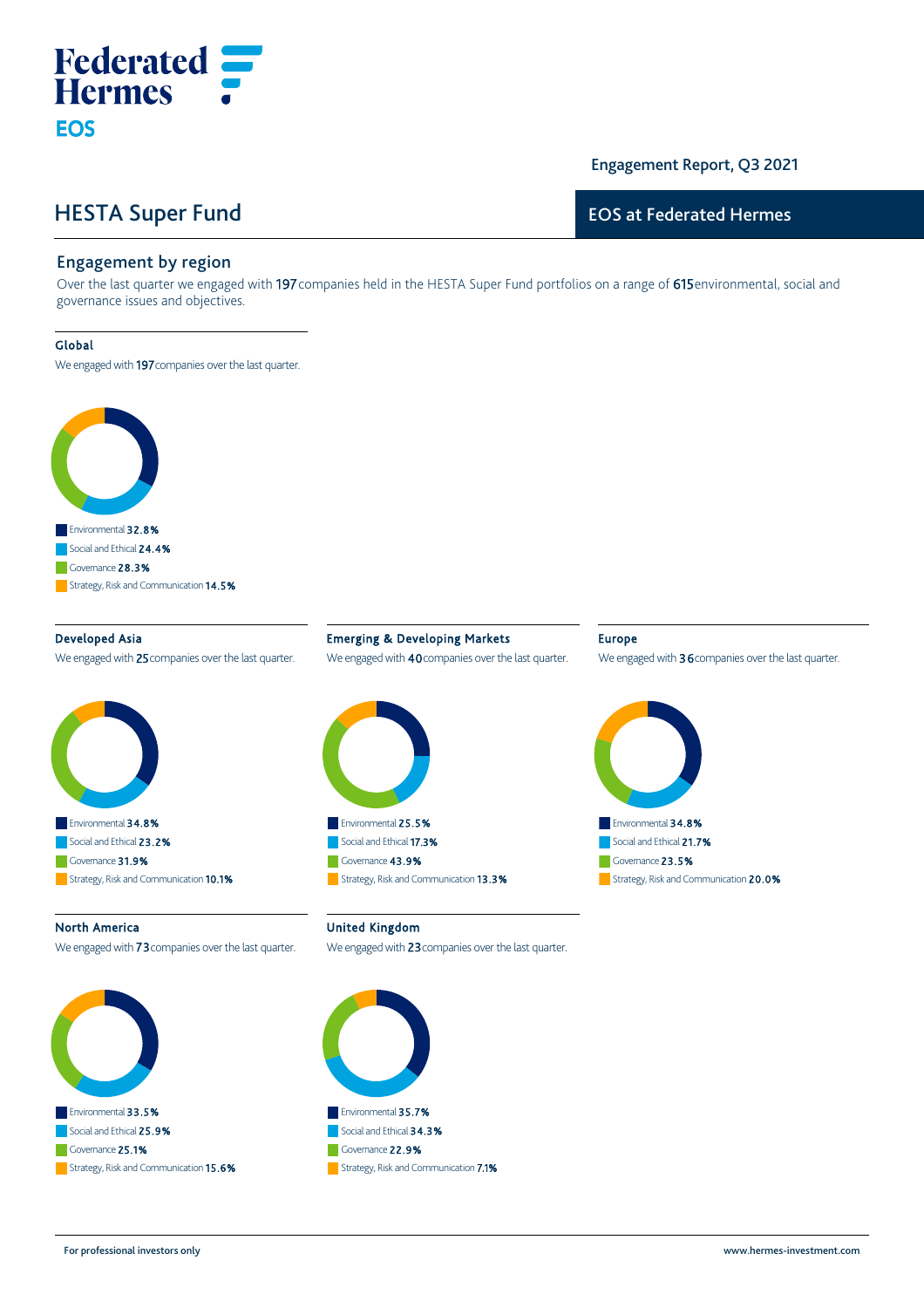Federated Hermes

EOS

Engagement Report, Q3 2021

# HESTA Super Fund

EOS at Federated Hermes

## Engagement by region

Over the last quarter we engaged with 197 companies held in the HESTA Super Fund portfolios on a range of 615 environmental, social and governance issues and objectives.

### Global

We engaged with 197 companies over the last quarter.

- Environmental **32.8%**
- Social and Ethical **24.4%**
- Governance **28.3%**
- Strategy, Risk and Communication **14.5%**

### Developed Asia

We engaged with 25 companies over the last quarter.

- Environmental **34.8%**
- Social and Ethical **23.2%**
- Governance **31.9%**
- Strategy, Risk and Communication **10.1%**

### Emerging & Developing Markets

We engaged with 40 companies over the last quarter.

- Environmental **25.5%**
- Social and Ethical **17.3%**
- Governance **43.9%**
- Strategy, Risk and Communication **13.3%**

### Europe

We engaged with 36 companies over the last quarter.

- Environmental **34.8%**
- Social and Ethical **21.7%**
- Governance **23.5%**
- Strategy, Risk and Communication **20.0%**

### North America

We engaged with 73 companies over the last quarter.

- Environmental **33.5%**
- Social and Ethical **25.9%**
- Governance **25.1%**
- Strategy, Risk and Communication **15.6%**

### United Kingdom

We engaged with 23 companies over the last quarter.

- Environmental **35.7%**
- Social and Ethical **34.3%**
- Governance **22.9%**
- Strategy, Risk and Communication **7.1%**

For professional investors only

www.hermes-investment.com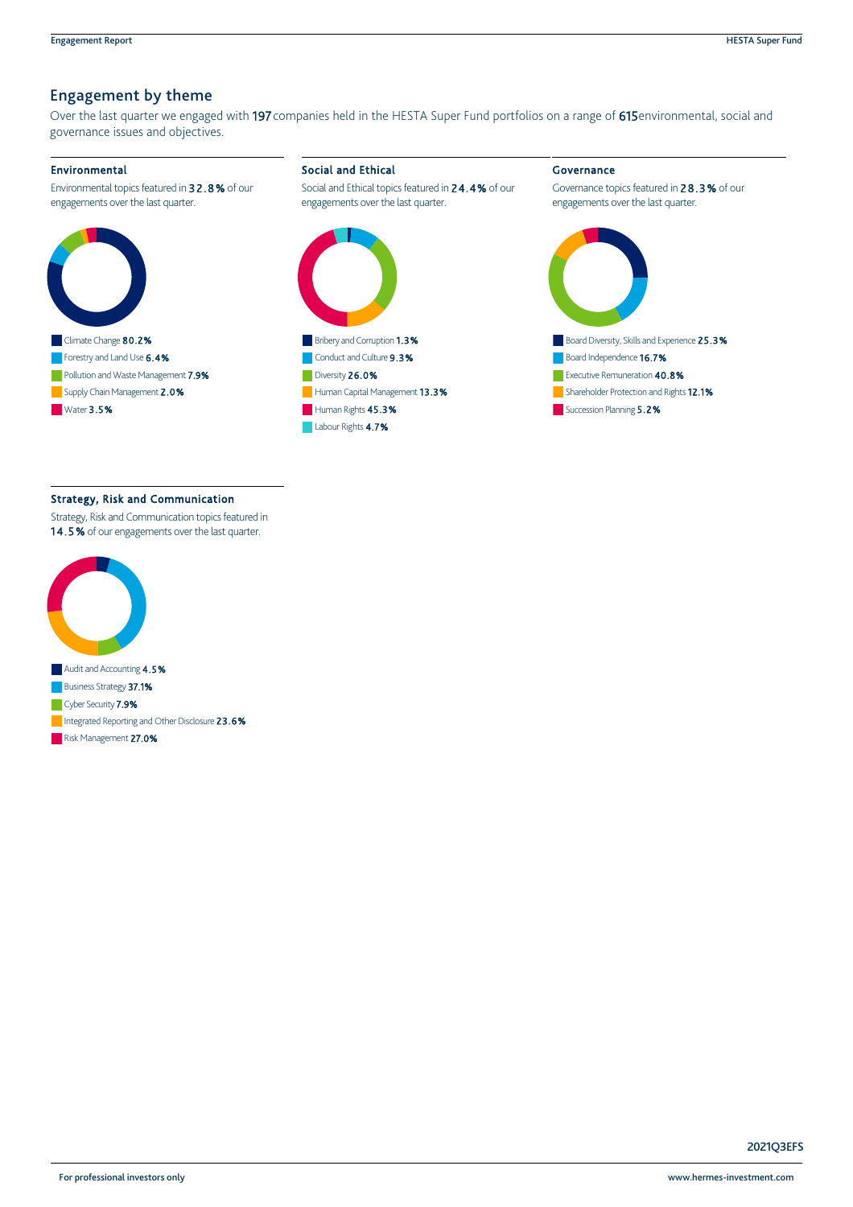## Engagement by theme

Over the last quarter we engaged with 197 companies held in the HESTA Super Fund portfolios on a range of 615 environmental, social and governance issues and objectives.

### Environmental

Environmental topics featured in **32.8%** of our engagements over the last quarter.

Climate Change **80.2%**
Forestry and Land Use **6.4%**
Pollution and Waste Management **7.9%**
Supply Chain Management **2.0%**
Water **3.5%**

### Social and Ethical

Social and Ethical topics featured in **24.4%** of our engagements over the last quarter.

Bribery and Corruption **1.3%**
Conduct and Culture **9.3%**
Diversity **26.0%**
Human Capital Management **13.3%**
Human Rights **45.3%**
Labour Rights **4.7%**

### Governance

Governance topics featured in **28.3%** of our engagements over the last quarter.

Board Diversity, Skills and Experience **25.3%**
Board Independence **16.7%**
Executive Remuneration **40.8%**
Shareholder Protection and Rights **12.1%**
Succession Planning **5.2%**

### Strategy, Risk and Communication

Strategy, Risk and Communication topics featured in **14.5%** of our engagements over the last quarter.

Audit and Accounting **4.5%**
Business Strategy **37.1%**
Cyber Security **7.9%**
Integrated Reporting and Other Disclosure **23.6%**
Risk Management **27.0%**

2021Q3EFS

For professional investors only